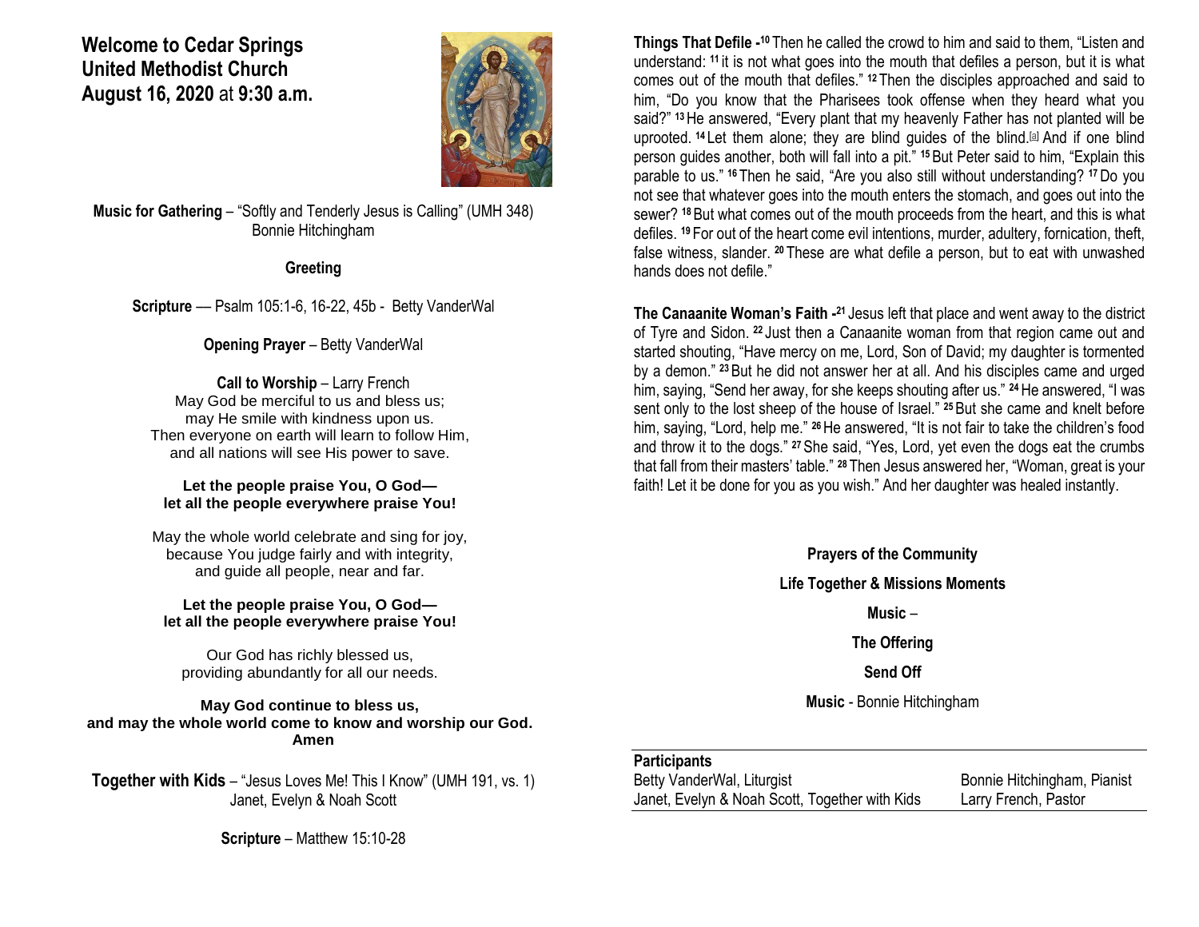# Welcome to Cedar Springs United Methodist Church
**August 16, 2020** at **9:30 a.m.**

**Music for Gathering** – "Softly and Tenderly Jesus is Calling" (UMH 348)
Bonnie Hitchingham

**Greeting**

**Scripture** — Psalm 105:1-6, 16-22, 45b - Betty VanderWal

**Opening Prayer** – Betty VanderWal

**Call to Worship** – Larry French

May God be merciful to us and bless us;
may He smile with kindness upon us.
Then everyone on earth will learn to follow Him,
and all nations will see His power to save.

**Let the people praise You, O God—**
**let all the people everywhere praise You!**

May the whole world celebrate and sing for joy,
because You judge fairly and with integrity,
and guide all people, near and far.

**Let the people praise You, O God—**
**let all the people everywhere praise You!**

Our God has richly blessed us,
providing abundantly for all our needs.

**May God continue to bless us,**
**and may the whole world come to know and worship our God.**
**Amen**

**Together with Kids** – "Jesus Loves Me! This I Know" (UMH 191, vs. 1)
Janet, Evelyn & Noah Scott

**Scripture** – Matthew 15:10-28

**Things That Defile -** [10] Then he called the crowd to him and said to them, "Listen and understand: [11] it is not what goes into the mouth that defiles a person, but it is what comes out of the mouth that defiles." [12] Then the disciples approached and said to him, "Do you know that the Pharisees took offense when they heard what you said?" [13] He answered, "Every plant that my heavenly Father has not planted will be uprooted. [14] Let them alone; they are blind guides of the blind.[a] And if one blind person guides another, both will fall into a pit." [15] But Peter said to him, "Explain this parable to us." [16] Then he said, "Are you also still without understanding? [17] Do you not see that whatever goes into the mouth enters the stomach, and goes out into the sewer? [18] But what comes out of the mouth proceeds from the heart, and this is what defiles. [19] For out of the heart come evil intentions, murder, adultery, fornication, theft, false witness, slander. [20] These are what defile a person, but to eat with unwashed hands does not defile."

**The Canaanite Woman's Faith -** [21] Jesus left that place and went away to the district of Tyre and Sidon. [22] Just then a Canaanite woman from that region came out and started shouting, "Have mercy on me, Lord, Son of David; my daughter is tormented by a demon." [23] But he did not answer her at all. And his disciples came and urged him, saying, "Send her away, for she keeps shouting after us." [24] He answered, "I was sent only to the lost sheep of the house of Israel." [25] But she came and knelt before him, saying, "Lord, help me." [26] He answered, "It is not fair to take the children's food and throw it to the dogs." [27] She said, "Yes, Lord, yet even the dogs eat the crumbs that fall from their masters' table." [28] Then Jesus answered her, "Woman, great is your faith! Let it be done for you as you wish." And her daughter was healed instantly.

**Prayers of the Community**

**Life Together & Missions Moments**

**Music** –

**The Offering**

**Send Off**

**Music** - Bonnie Hitchingham

**Participants**

Betty VanderWal, Liturgist
Janet, Evelyn & Noah Scott, Together with Kids
Bonnie Hitchingham, Pianist
Larry French, Pastor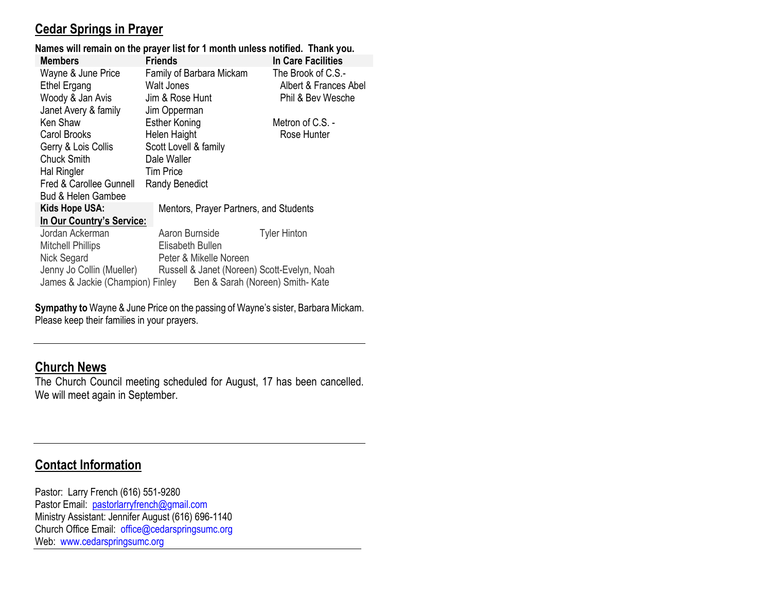## Cedar Springs in Prayer

**Names will remain on the prayer list for 1 month unless notified. Thank you.**

| Members | Friends | In Care Facilities |
|---|---|---|
| Wayne & June Price | Family of Barbara Mickam | The Brook of C.S.- |
| Ethel Ergang | Walt Jones | Albert & Frances Abel |
| Woody & Jan Avis | Jim & Rose Hunt | Phil & Bev Wesche |
| Janet Avery & family | Jim Opperman | |
| Ken Shaw | Esther Koning | Metron of C.S. - |
| Carol Brooks | Helen Haight | Rose Hunter |
| Gerry & Lois Collis | Scott Lovell & family | |
| Chuck Smith | Dale Waller | |
| Hal Ringler | Tim Price | |
| Fred & Carollee Gunnell | Randy Benedict | |
| Bud & Helen Gambee | | |

**Kids Hope USA:** Mentors, Prayer Partners, and Students

**In Our Country's Service:**

| | | |
|---|---|---|
| Jordan Ackerman | Aaron Burnside | Tyler Hinton |
| Mitchell Phillips | Elisabeth Bullen | |
| Nick Segard | Peter & Mikelle Noreen | |
| Jenny Jo Collin (Mueller) | Russell & Janet (Noreen) Scott-Evelyn, Noah | |
| James & Jackie (Champion) Finley | Ben & Sarah (Noreen) Smith- Kate | |

**Sympathy to** Wayne & June Price on the passing of Wayne's sister, Barbara Mickam. Please keep their families in your prayers.

---

## Church News

The Church Council meeting scheduled for August, 17 has been cancelled. We will meet again in September.

---

## Contact Information

Pastor: Larry French (616) 551-9280
Pastor Email: pastorlarryfrench@gmail.com
Ministry Assistant: Jennifer August (616) 696-1140
Church Office Email: office@cedarspringsumc.org
Web: www.cedarspringsumc.org